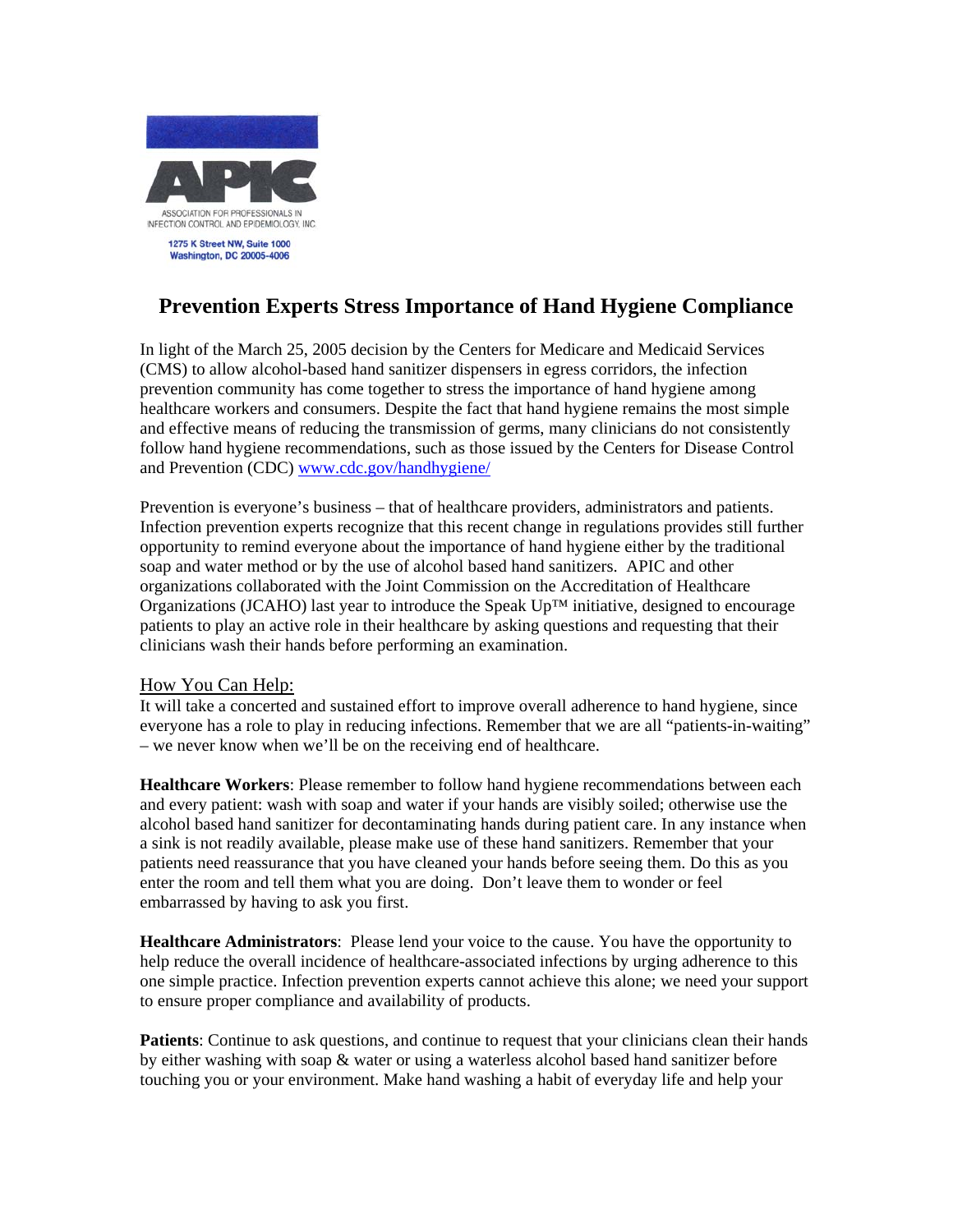APIC

ASSOCIATION FOR PROFESSIONALS IN INFECTION CONTROL AND EPIDEMIOLOGY, INC.

1275 K Street NW, Suite 1000
Washington, DC 20005-4006

# Prevention Experts Stress Importance of Hand Hygiene Compliance

In light of the March 25, 2005 decision by the Centers for Medicare and Medicaid Services (CMS) to allow alcohol-based hand sanitizer dispensers in egress corridors, the infection prevention community has come together to stress the importance of hand hygiene among healthcare workers and consumers. Despite the fact that hand hygiene remains the most simple and effective means of reducing the transmission of germs, many clinicians do not consistently follow hand hygiene recommendations, such as those issued by the Centers for Disease Control and Prevention (CDC) [www.cdc.gov/handhygiene/](www.cdc.gov/handhygiene/)

Prevention is everyone's business – that of healthcare providers, administrators and patients. Infection prevention experts recognize that this recent change in regulations provides still further opportunity to remind everyone about the importance of hand hygiene either by the traditional soap and water method or by the use of alcohol based hand sanitizers. APIC and other organizations collaborated with the Joint Commission on the Accreditation of Healthcare Organizations (JCAHO) last year to introduce the Speak Up™ initiative, designed to encourage patients to play an active role in their healthcare by asking questions and requesting that their clinicians wash their hands before performing an examination.

## How You Can Help:

It will take a concerted and sustained effort to improve overall adherence to hand hygiene, since everyone has a role to play in reducing infections. Remember that we are all "patients-in-waiting" – we never know when we'll be on the receiving end of healthcare.

**Healthcare Workers**: Please remember to follow hand hygiene recommendations between each and every patient: wash with soap and water if your hands are visibly soiled; otherwise use the alcohol based hand sanitizer for decontaminating hands during patient care. In any instance when a sink is not readily available, please make use of these hand sanitizers. Remember that your patients need reassurance that you have cleaned your hands before seeing them. Do this as you enter the room and tell them what you are doing. Don't leave them to wonder or feel embarrassed by having to ask you first.

**Healthcare Administrators**: Please lend your voice to the cause. You have the opportunity to help reduce the overall incidence of healthcare-associated infections by urging adherence to this one simple practice. Infection prevention experts cannot achieve this alone; we need your support to ensure proper compliance and availability of products.

**Patients**: Continue to ask questions, and continue to request that your clinicians clean their hands by either washing with soap & water or using a waterless alcohol based hand sanitizer before touching you or your environment. Make hand washing a habit of everyday life and help your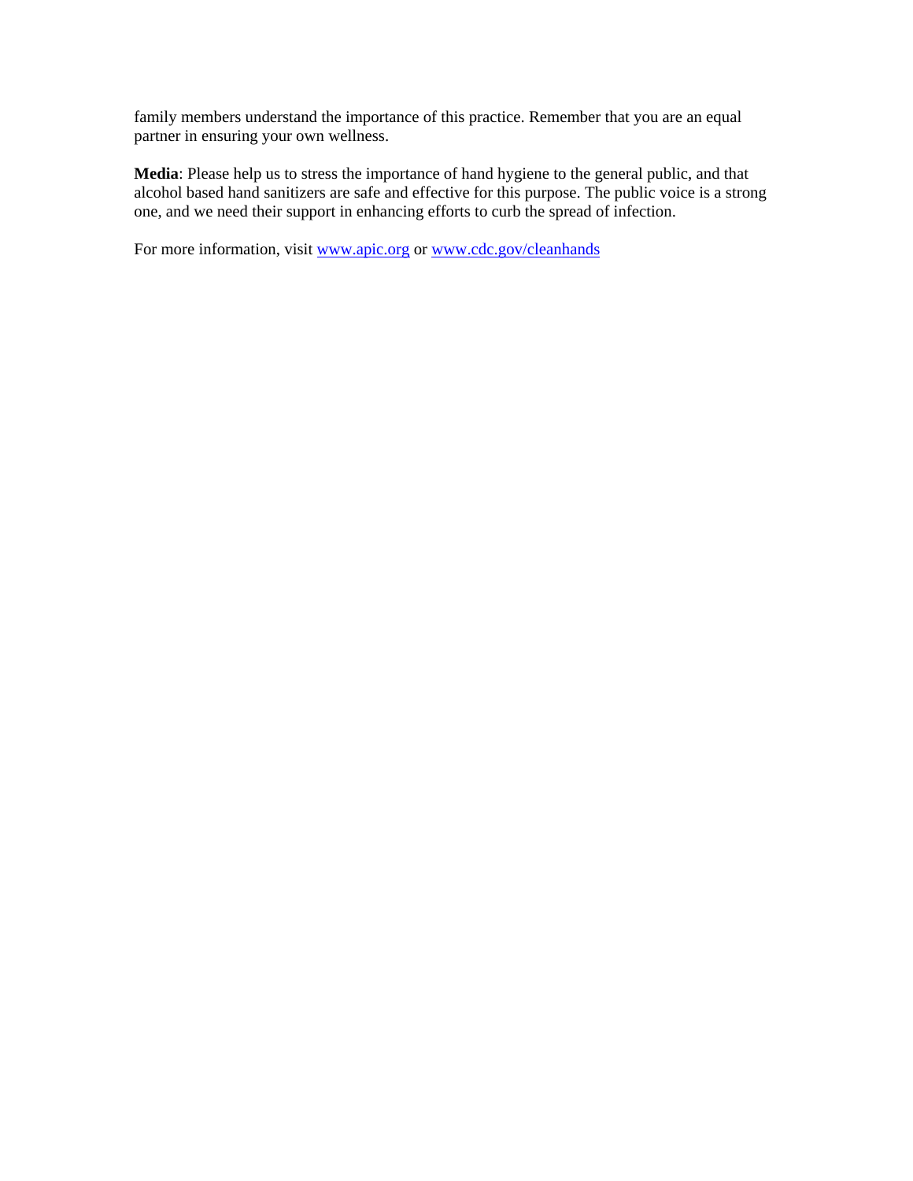family members understand the importance of this practice. Remember that you are an equal partner in ensuring your own wellness.

**Media**: Please help us to stress the importance of hand hygiene to the general public, and that alcohol based hand sanitizers are safe and effective for this purpose. The public voice is a strong one, and we need their support in enhancing efforts to curb the spread of infection.

For more information, visit [www.apic.org](http://www.apic.org) or [www.cdc.gov/cleanhands](http://www.cdc.gov/cleanhands)